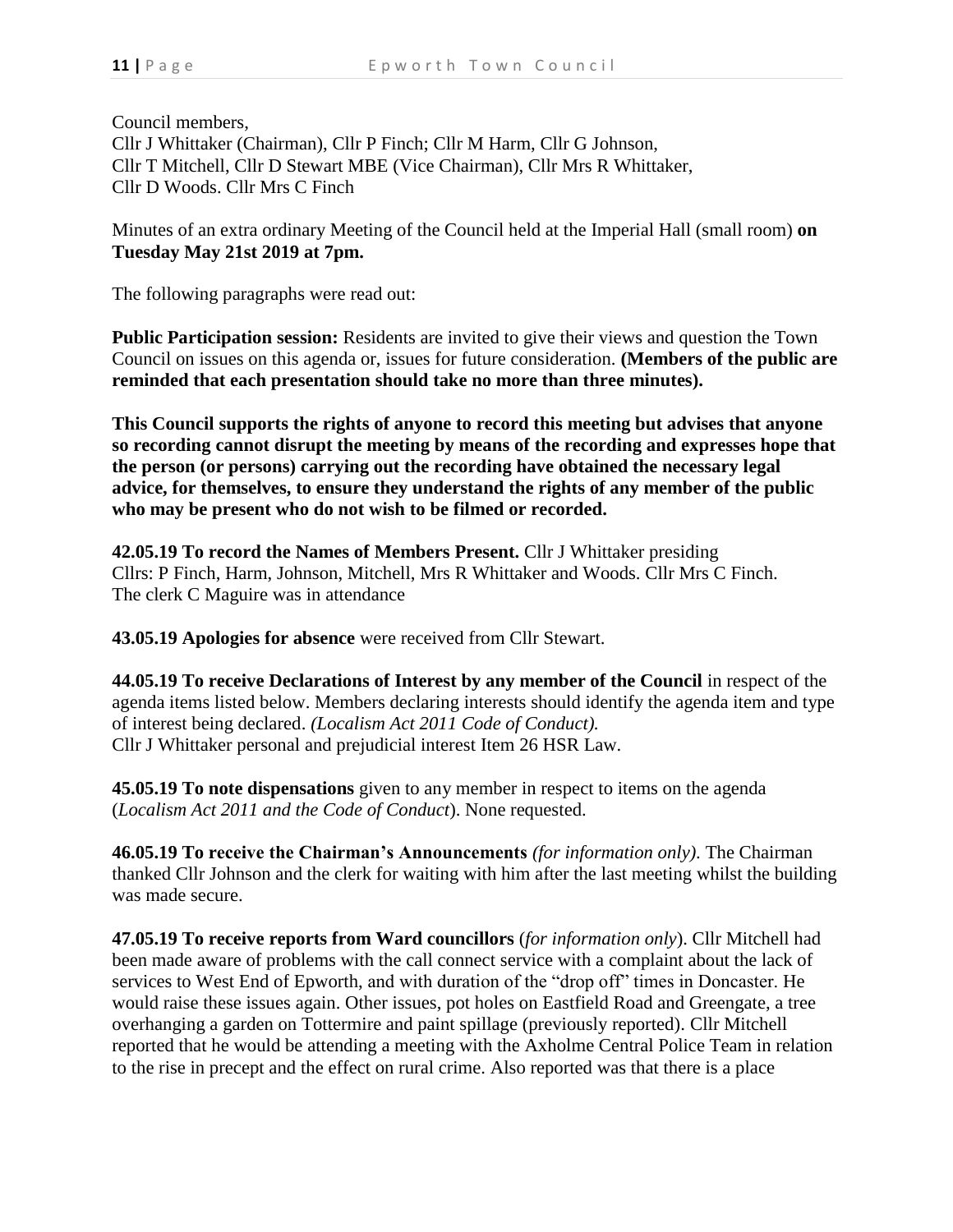Council members,
Cllr J Whittaker (Chairman), Cllr P Finch; Cllr M Harm, Cllr G Johnson,
Cllr T Mitchell, Cllr D Stewart MBE (Vice Chairman), Cllr Mrs R Whittaker,
Cllr D Woods. Cllr Mrs C Finch

Minutes of an extra ordinary Meeting of the Council held at the Imperial Hall (small room) **on Tuesday May 21st 2019 at 7pm.**

The following paragraphs were read out:

**Public Participation session:** Residents are invited to give their views and question the Town Council on issues on this agenda or, issues for future consideration. **(Members of the public are reminded that each presentation should take no more than three minutes).**

**This Council supports the rights of anyone to record this meeting but advises that anyone so recording cannot disrupt the meeting by means of the recording and expresses hope that the person (or persons) carrying out the recording have obtained the necessary legal advice, for themselves, to ensure they understand the rights of any member of the public who may be present who do not wish to be filmed or recorded.**

**42.05.19 To record the Names of Members Present.** Cllr J Whittaker presiding
Cllrs: P Finch, Harm, Johnson, Mitchell, Mrs R Whittaker and Woods. Cllr Mrs C Finch.
The clerk C Maguire was in attendance

**43.05.19 Apologies for absence** were received from Cllr Stewart.

**44.05.19 To receive Declarations of Interest by any member of the Council** in respect of the agenda items listed below. Members declaring interests should identify the agenda item and type of interest being declared. *(Localism Act 2011 Code of Conduct).*
Cllr J Whittaker personal and prejudicial interest Item 26 HSR Law.

**45.05.19 To note dispensations** given to any member in respect to items on the agenda (*Localism Act 2011 and the Code of Conduct*). None requested.

**46.05.19 To receive the Chairman's Announcements** *(for information only).* The Chairman thanked Cllr Johnson and the clerk for waiting with him after the last meeting whilst the building was made secure.

**47.05.19 To receive reports from Ward councillors** (*for information only*). Cllr Mitchell had been made aware of problems with the call connect service with a complaint about the lack of services to West End of Epworth, and with duration of the "drop off" times in Doncaster. He would raise these issues again. Other issues, pot holes on Eastfield Road and Greengate, a tree overhanging a garden on Tottermire and paint spillage (previously reported). Cllr Mitchell reported that he would be attending a meeting with the Axholme Central Police Team in relation to the rise in precept and the effect on rural crime. Also reported was that there is a place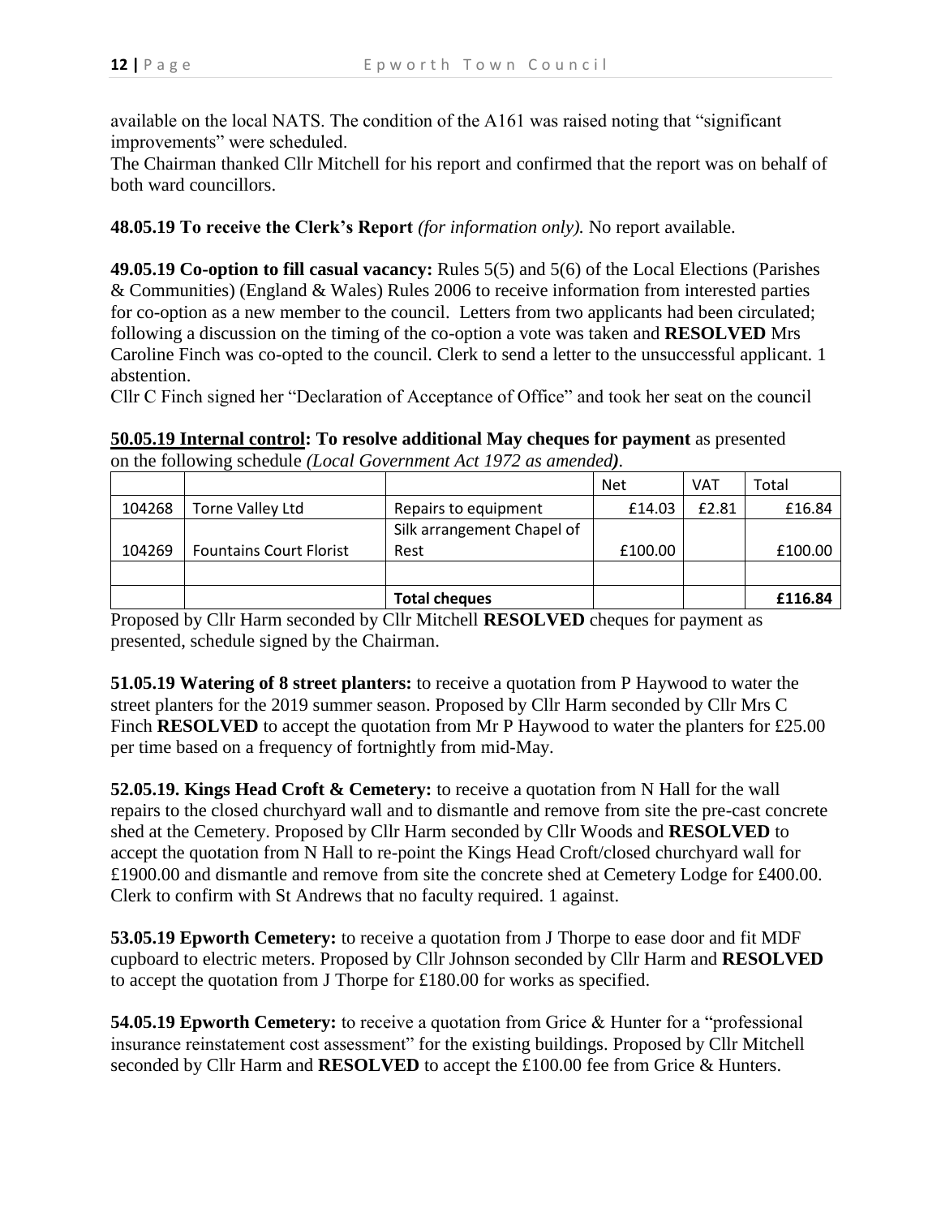available on the local NATS. The condition of the A161 was raised noting that "significant improvements" were scheduled.

The Chairman thanked Cllr Mitchell for his report and confirmed that the report was on behalf of both ward councillors.

**48.05.19 To receive the Clerk's Report** *(for information only).* No report available.

**49.05.19 Co-option to fill casual vacancy:** Rules 5(5) and 5(6) of the Local Elections (Parishes & Communities) (England & Wales) Rules 2006 to receive information from interested parties for co-option as a new member to the council. Letters from two applicants had been circulated; following a discussion on the timing of the co-option a vote was taken and **RESOLVED** Mrs Caroline Finch was co-opted to the council. Clerk to send a letter to the unsuccessful applicant. 1 abstention.

Cllr C Finch signed her "Declaration of Acceptance of Office" and took her seat on the council

**50.05.19 Internal control: To resolve additional May cheques for payment** as presented on the following schedule *(Local Government Act 1972 as amended)*.

| | | | Net | VAT | Total |
|---|---|---|---|---|---|
| 104268 | Torne Valley Ltd | Repairs to equipment | £14.03 | £2.81 | £16.84 |
| 104269 | Fountains Court Florist | Silk arrangement Chapel of Rest | £100.00 | | £100.00 |
| | | | | | |
| | | **Total cheques** | | | **£116.84** |

Proposed by Cllr Harm seconded by Cllr Mitchell **RESOLVED** cheques for payment as presented, schedule signed by the Chairman.

**51.05.19 Watering of 8 street planters:** to receive a quotation from P Haywood to water the street planters for the 2019 summer season. Proposed by Cllr Harm seconded by Cllr Mrs C Finch **RESOLVED** to accept the quotation from Mr P Haywood to water the planters for £25.00 per time based on a frequency of fortnightly from mid-May.

**52.05.19. Kings Head Croft & Cemetery:** to receive a quotation from N Hall for the wall repairs to the closed churchyard wall and to dismantle and remove from site the pre-cast concrete shed at the Cemetery. Proposed by Cllr Harm seconded by Cllr Woods and **RESOLVED** to accept the quotation from N Hall to re-point the Kings Head Croft/closed churchyard wall for £1900.00 and dismantle and remove from site the concrete shed at Cemetery Lodge for £400.00. Clerk to confirm with St Andrews that no faculty required. 1 against.

**53.05.19 Epworth Cemetery:** to receive a quotation from J Thorpe to ease door and fit MDF cupboard to electric meters. Proposed by Cllr Johnson seconded by Cllr Harm and **RESOLVED** to accept the quotation from J Thorpe for £180.00 for works as specified.

**54.05.19 Epworth Cemetery:** to receive a quotation from Grice & Hunter for a "professional insurance reinstatement cost assessment" for the existing buildings. Proposed by Cllr Mitchell seconded by Cllr Harm and **RESOLVED** to accept the £100.00 fee from Grice & Hunters.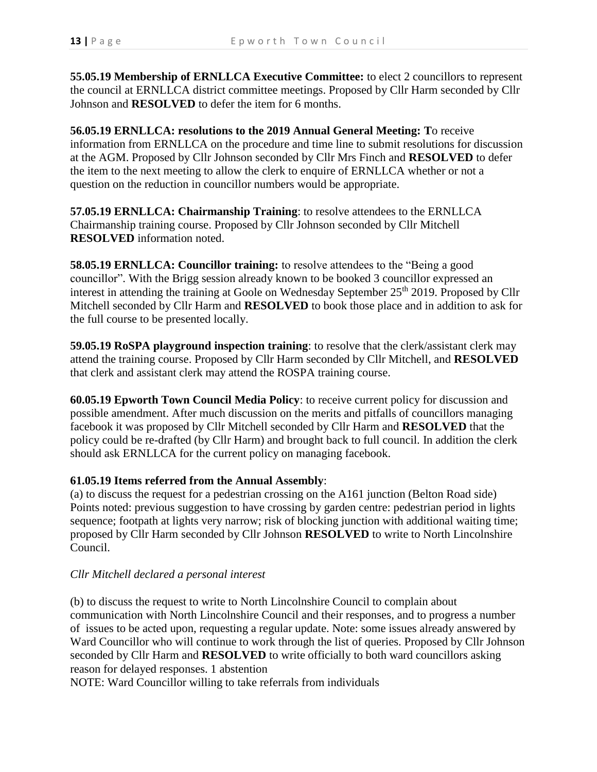**55.05.19 Membership of ERNLLCA Executive Committee:** to elect 2 councillors to represent the council at ERNLLCA district committee meetings. Proposed by Cllr Harm seconded by Cllr Johnson and **RESOLVED** to defer the item for 6 months.

**56.05.19 ERNLLCA: resolutions to the 2019 Annual General Meeting: T**o receive information from ERNLLCA on the procedure and time line to submit resolutions for discussion at the AGM. Proposed by Cllr Johnson seconded by Cllr Mrs Finch and **RESOLVED** to defer the item to the next meeting to allow the clerk to enquire of ERNLLCA whether or not a question on the reduction in councillor numbers would be appropriate.

**57.05.19 ERNLLCA: Chairmanship Training**: to resolve attendees to the ERNLLCA Chairmanship training course. Proposed by Cllr Johnson seconded by Cllr Mitchell **RESOLVED** information noted.

**58.05.19 ERNLLCA: Councillor training:** to resolve attendees to the "Being a good councillor". With the Brigg session already known to be booked 3 councillor expressed an interest in attending the training at Goole on Wednesday September 25th 2019. Proposed by Cllr Mitchell seconded by Cllr Harm and **RESOLVED** to book those place and in addition to ask for the full course to be presented locally.

**59.05.19 RoSPA playground inspection training**: to resolve that the clerk/assistant clerk may attend the training course. Proposed by Cllr Harm seconded by Cllr Mitchell, and **RESOLVED** that clerk and assistant clerk may attend the ROSPA training course.

**60.05.19 Epworth Town Council Media Policy**: to receive current policy for discussion and possible amendment. After much discussion on the merits and pitfalls of councillors managing facebook it was proposed by Cllr Mitchell seconded by Cllr Harm and **RESOLVED** that the policy could be re-drafted (by Cllr Harm) and brought back to full council. In addition the clerk should ask ERNLLCA for the current policy on managing facebook.

**61.05.19 Items referred from the Annual Assembly**:

(a) to discuss the request for a pedestrian crossing on the A161 junction (Belton Road side) Points noted: previous suggestion to have crossing by garden centre: pedestrian period in lights sequence; footpath at lights very narrow; risk of blocking junction with additional waiting time; proposed by Cllr Harm seconded by Cllr Johnson **RESOLVED** to write to North Lincolnshire Council.

*Cllr Mitchell declared a personal interest*

(b) to discuss the request to write to North Lincolnshire Council to complain about communication with North Lincolnshire Council and their responses, and to progress a number of issues to be acted upon, requesting a regular update. Note: some issues already answered by Ward Councillor who will continue to work through the list of queries. Proposed by Cllr Johnson seconded by Cllr Harm and **RESOLVED** to write officially to both ward councillors asking reason for delayed responses. 1 abstention

NOTE: Ward Councillor willing to take referrals from individuals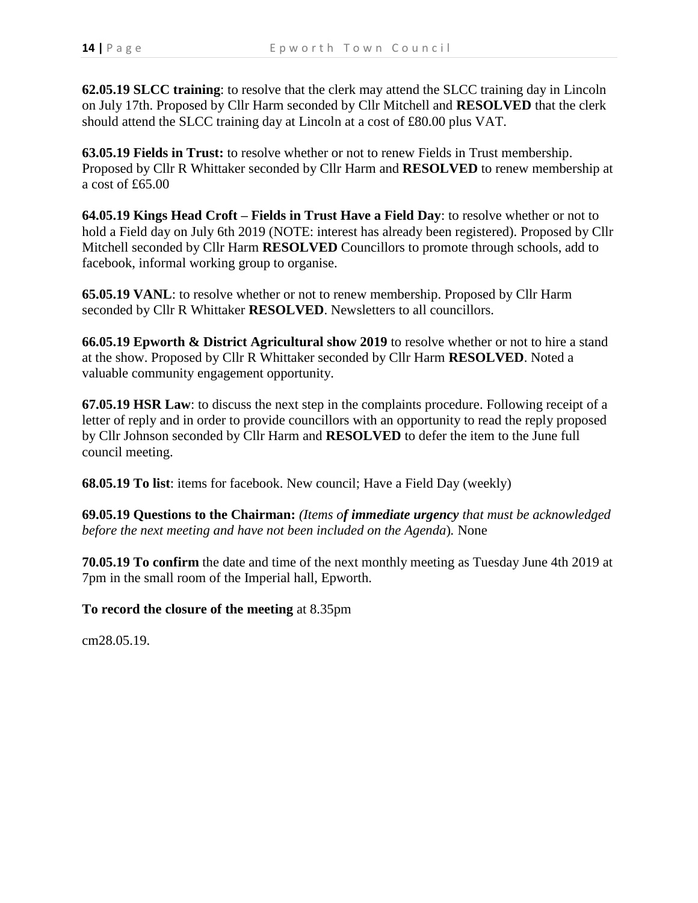**62.05.19 SLCC training**: to resolve that the clerk may attend the SLCC training day in Lincoln on July 17th. Proposed by Cllr Harm seconded by Cllr Mitchell and **RESOLVED** that the clerk should attend the SLCC training day at Lincoln at a cost of £80.00 plus VAT.

**63.05.19 Fields in Trust:** to resolve whether or not to renew Fields in Trust membership. Proposed by Cllr R Whittaker seconded by Cllr Harm and **RESOLVED** to renew membership at a cost of £65.00

**64.05.19 Kings Head Croft – Fields in Trust Have a Field Day**: to resolve whether or not to hold a Field day on July 6th 2019 (NOTE: interest has already been registered). Proposed by Cllr Mitchell seconded by Cllr Harm **RESOLVED** Councillors to promote through schools, add to facebook, informal working group to organise.

**65.05.19 VANL**: to resolve whether or not to renew membership. Proposed by Cllr Harm seconded by Cllr R Whittaker **RESOLVED**. Newsletters to all councillors.

**66.05.19 Epworth & District Agricultural show 2019** to resolve whether or not to hire a stand at the show. Proposed by Cllr R Whittaker seconded by Cllr Harm **RESOLVED**. Noted a valuable community engagement opportunity.

**67.05.19 HSR Law**: to discuss the next step in the complaints procedure. Following receipt of a letter of reply and in order to provide councillors with an opportunity to read the reply proposed by Cllr Johnson seconded by Cllr Harm and **RESOLVED** to defer the item to the June full council meeting.

**68.05.19 To list**: items for facebook. New council; Have a Field Day (weekly)

**69.05.19 Questions to the Chairman:** *(Items o**f immediate urgency** that must be acknowledged before the next meeting and have not been included on the Agenda*). None

**70.05.19 To confirm** the date and time of the next monthly meeting as Tuesday June 4th 2019 at 7pm in the small room of the Imperial hall, Epworth.

**To record the closure of the meeting** at 8.35pm

cm28.05.19.